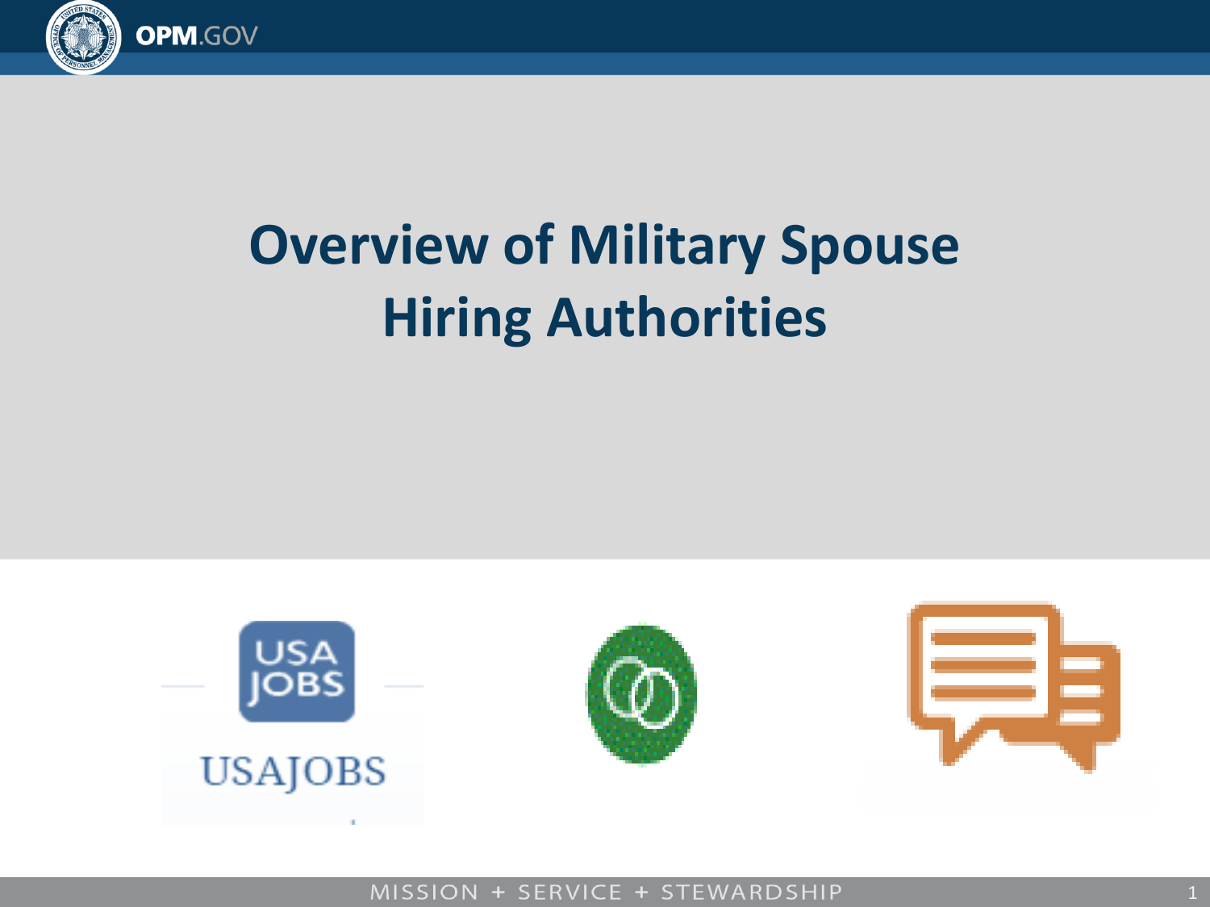# Overview of Military Spouse Hiring Authorities

USAJOBS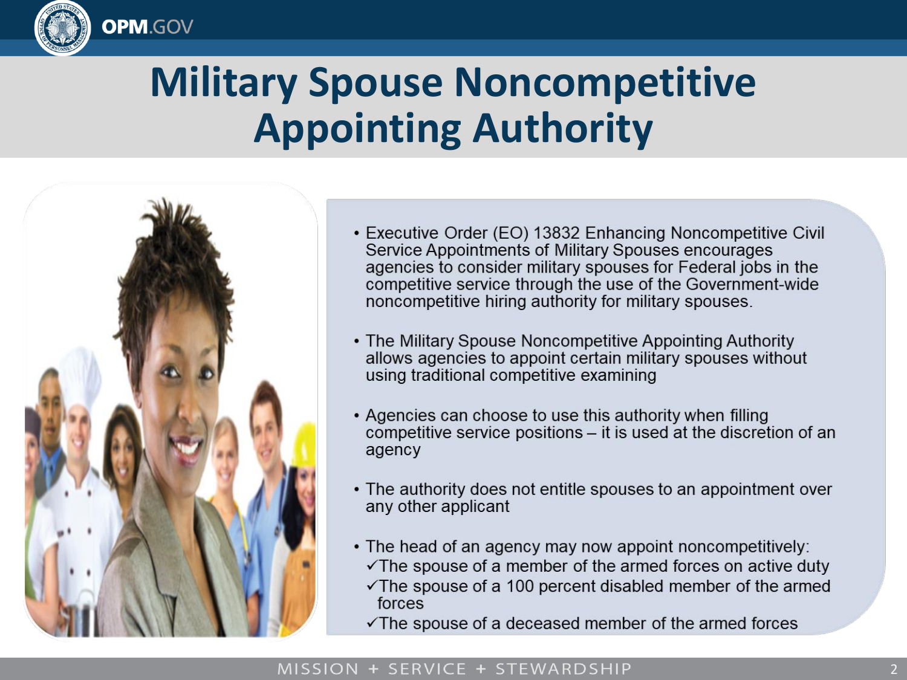# Military Spouse Noncompetitive Appointing Authority

- Executive Order (EO) 13832 Enhancing Noncompetitive Civil Service Appointments of Military Spouses encourages agencies to consider military spouses for Federal jobs in the competitive service through the use of the Government-wide noncompetitive hiring authority for military spouses.
- The Military Spouse Noncompetitive Appointing Authority allows agencies to appoint certain military spouses without using traditional competitive examining
- Agencies can choose to use this authority when filling competitive service positions – it is used at the discretion of an agency
- The authority does not entitle spouses to an appointment over any other applicant
- The head of an agency may now appoint noncompetitively:
  - ✓The spouse of a member of the armed forces on active duty
  - ✓The spouse of a 100 percent disabled member of the armed forces
  - ✓The spouse of a deceased member of the armed forces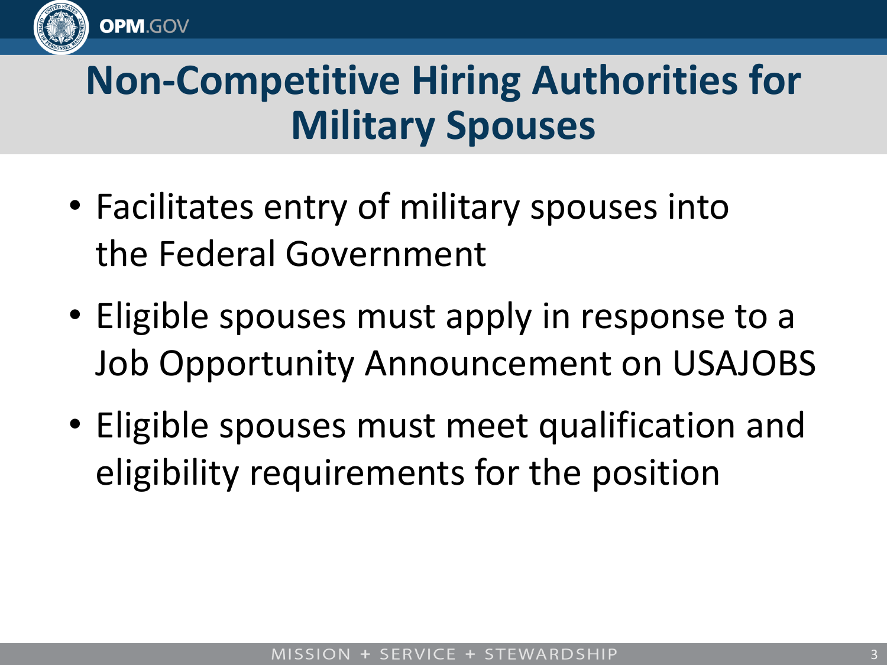# Non-Competitive Hiring Authorities for Military Spouses

- Facilitates entry of military spouses into the Federal Government
- Eligible spouses must apply in response to a Job Opportunity Announcement on USAJOBS
- Eligible spouses must meet qualification and eligibility requirements for the position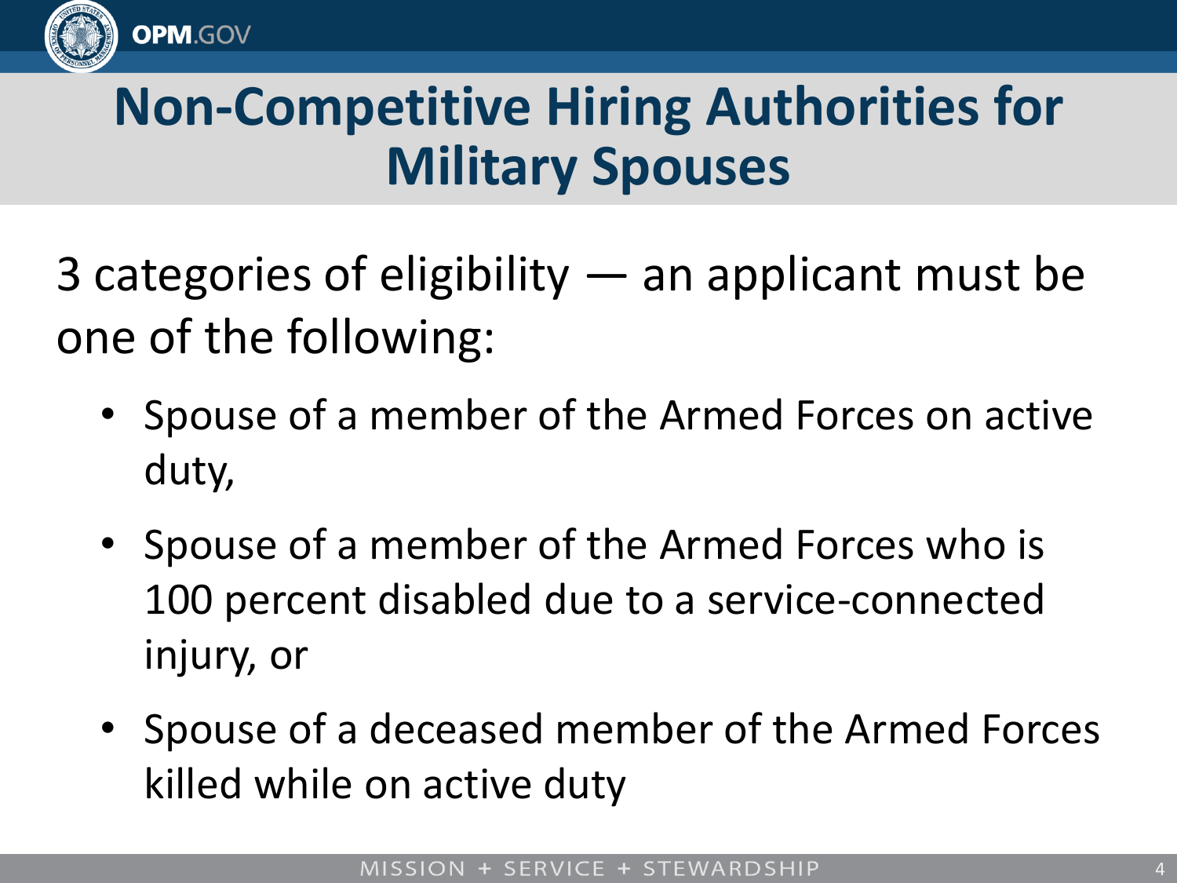# Non-Competitive Hiring Authorities for Military Spouses

3 categories of eligibility — an applicant must be one of the following:

- Spouse of a member of the Armed Forces on active duty,
- Spouse of a member of the Armed Forces who is 100 percent disabled due to a service-connected injury, or
- Spouse of a deceased member of the Armed Forces killed while on active duty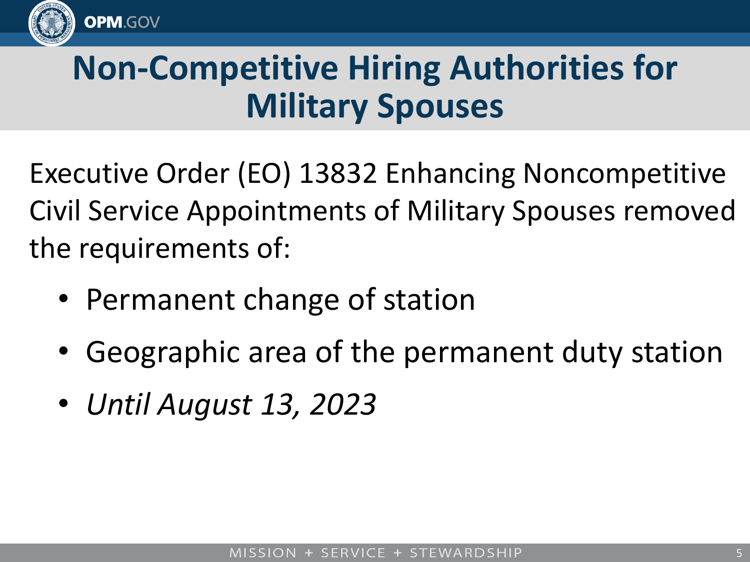# Non-Competitive Hiring Authorities for Military Spouses

Executive Order (EO) 13832 Enhancing Noncompetitive Civil Service Appointments of Military Spouses removed the requirements of:

- Permanent change of station
- Geographic area of the permanent duty station
- *Until August 13, 2023*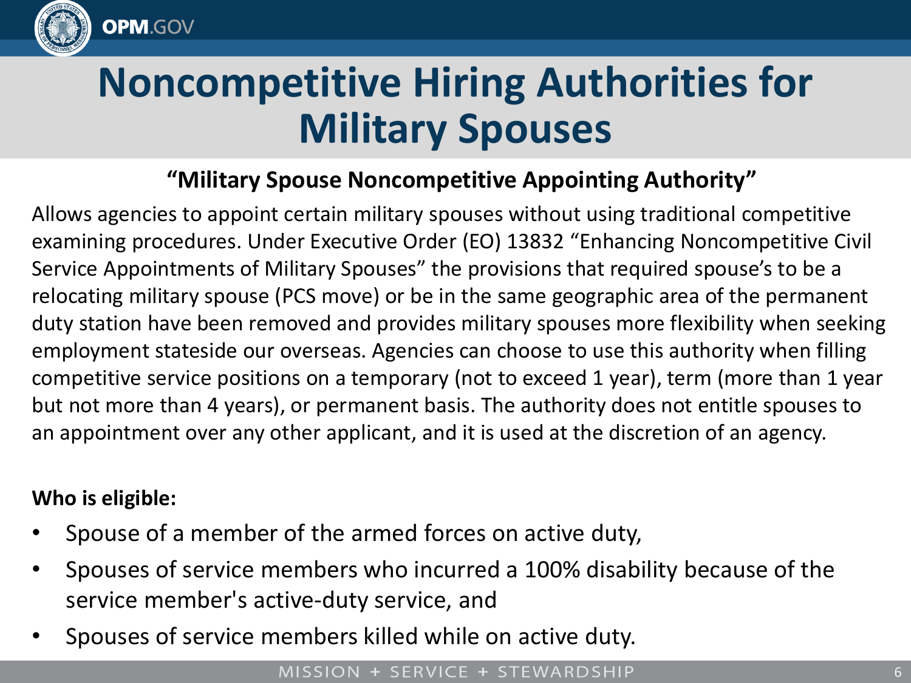# Noncompetitive Hiring Authorities for Military Spouses

## "Military Spouse Noncompetitive Appointing Authority"

Allows agencies to appoint certain military spouses without using traditional competitive examining procedures. Under Executive Order (EO) 13832 "Enhancing Noncompetitive Civil Service Appointments of Military Spouses" the provisions that required spouse's to be a relocating military spouse (PCS move) or be in the same geographic area of the permanent duty station have been removed and provides military spouses more flexibility when seeking employment stateside our overseas. Agencies can choose to use this authority when filling competitive service positions on a temporary (not to exceed 1 year), term (more than 1 year but not more than 4 years), or permanent basis. The authority does not entitle spouses to an appointment over any other applicant, and it is used at the discretion of an agency.

**Who is eligible:**

- Spouse of a member of the armed forces on active duty,
- Spouses of service members who incurred a 100% disability because of the service member's active-duty service, and
- Spouses of service members killed while on active duty.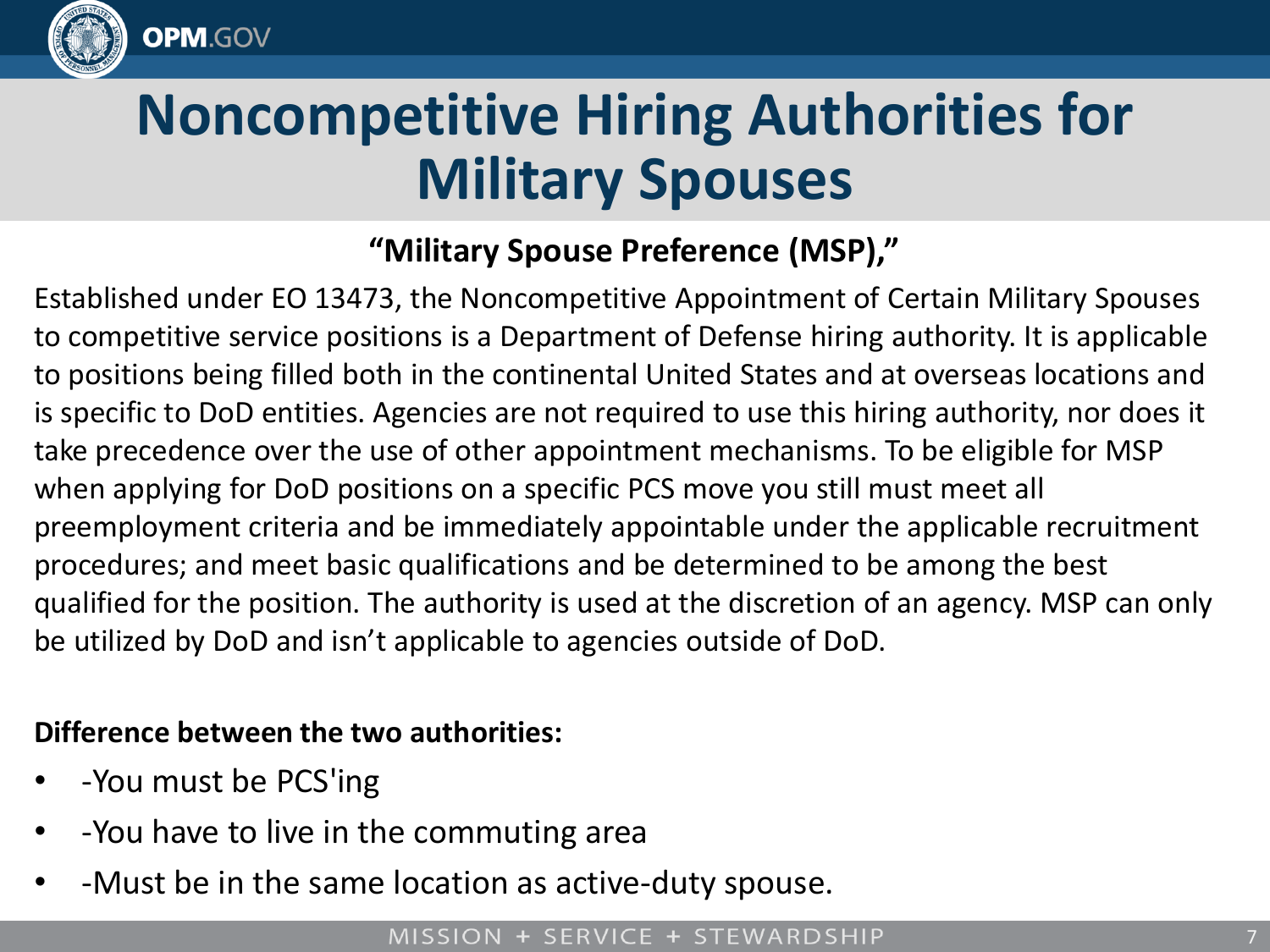# Noncompetitive Hiring Authorities for Military Spouses

**“Military Spouse Preference (MSP),”**

Established under EO 13473, the Noncompetitive Appointment of Certain Military Spouses to competitive service positions is a Department of Defense hiring authority. It is applicable to positions being filled both in the continental United States and at overseas locations and is specific to DoD entities. Agencies are not required to use this hiring authority, nor does it take precedence over the use of other appointment mechanisms. To be eligible for MSP when applying for DoD positions on a specific PCS move you still must meet all preemployment criteria and be immediately appointable under the applicable recruitment procedures; and meet basic qualifications and be determined to be among the best qualified for the position. The authority is used at the discretion of an agency. MSP can only be utilized by DoD and isn’t applicable to agencies outside of DoD.

**Difference between the two authorities:**

- -You must be PCS'ing
- -You have to live in the commuting area
- -Must be in the same location as active-duty spouse.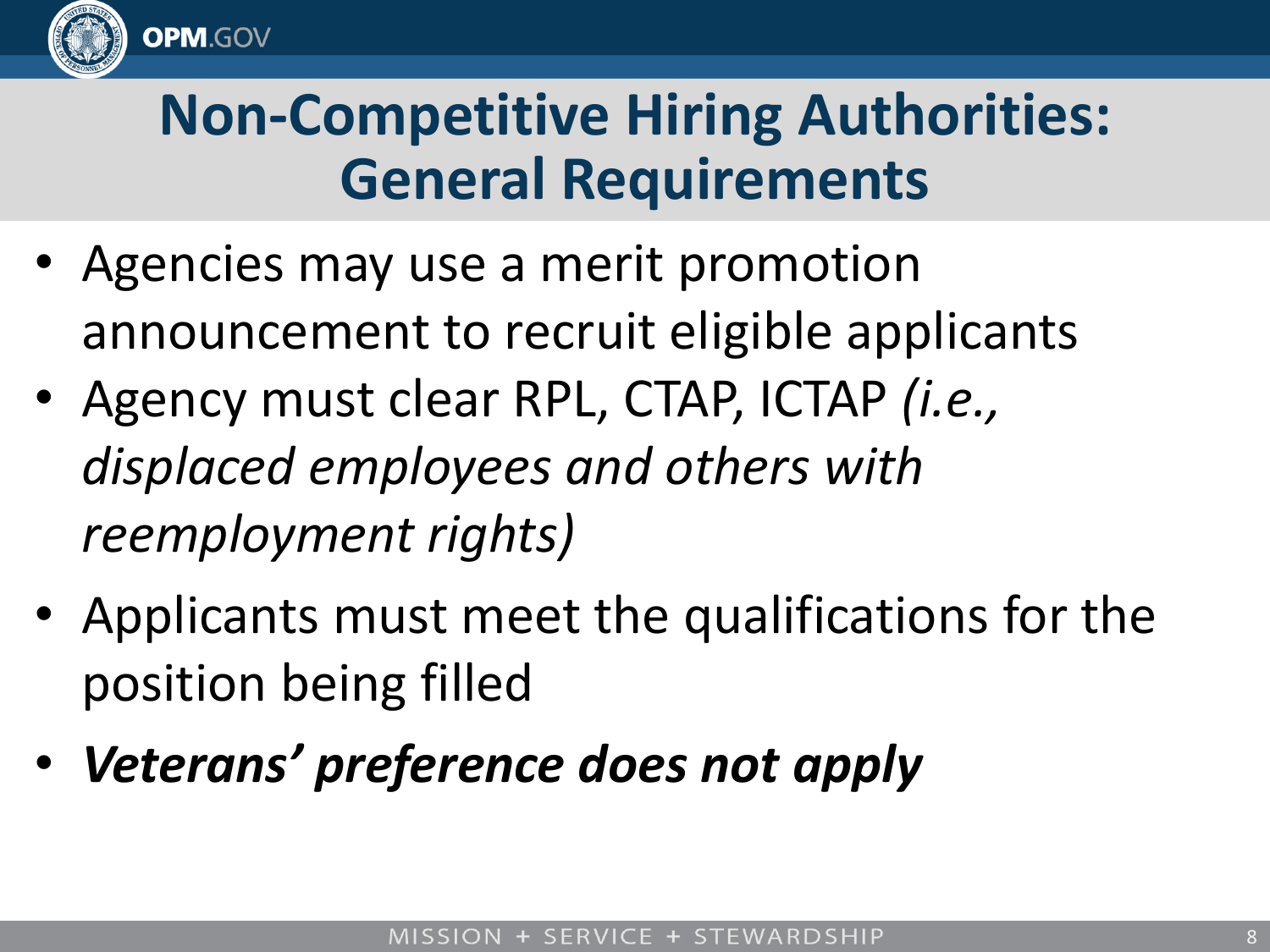# Non-Competitive Hiring Authorities: General Requirements

- Agencies may use a merit promotion announcement to recruit eligible applicants
- Agency must clear RPL, CTAP, ICTAP *(i.e., displaced employees and others with reemployment rights)*
- Applicants must meet the qualifications for the position being filled
- ***Veterans' preference does not apply***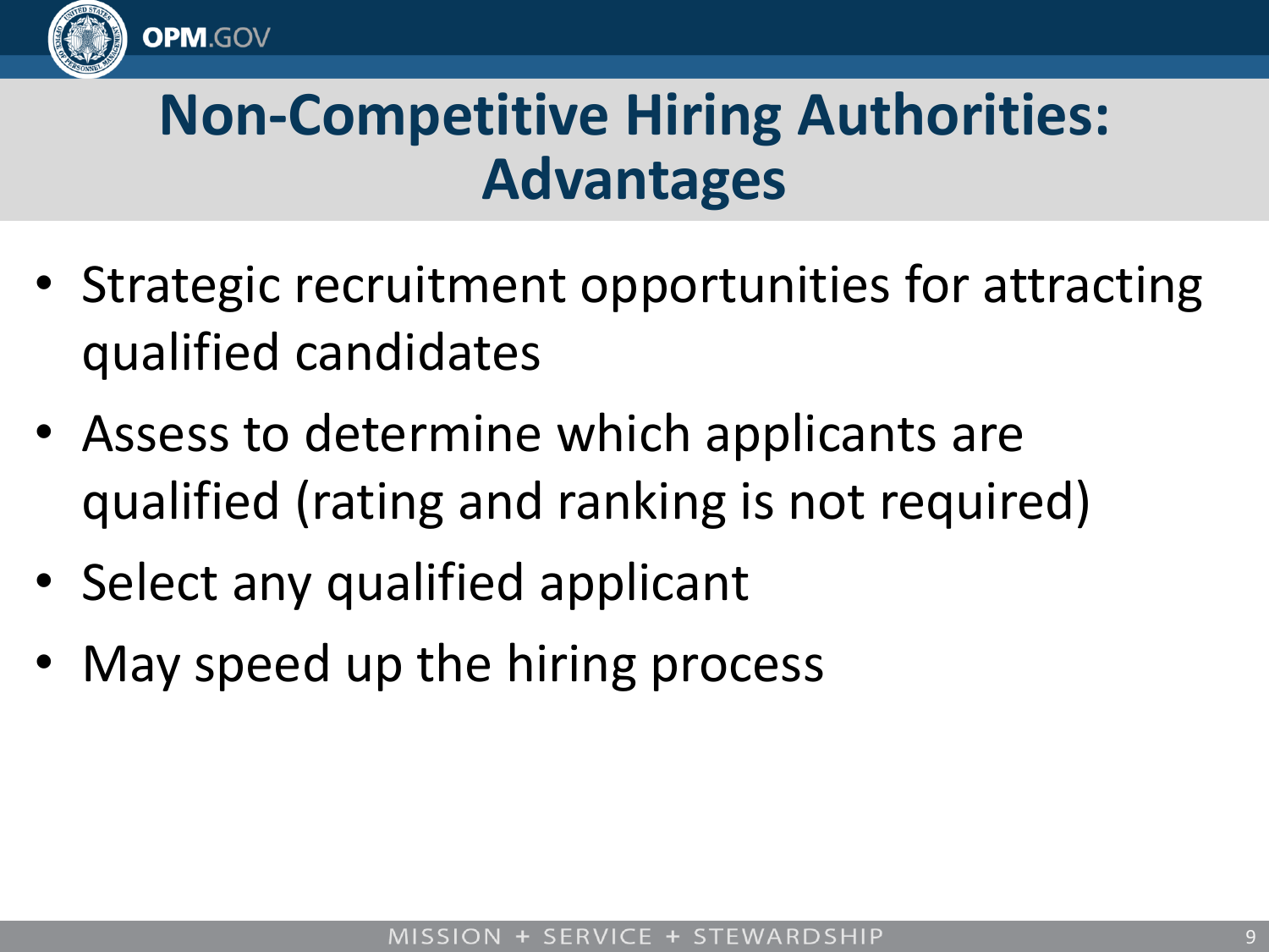# Non-Competitive Hiring Authorities: Advantages

- Strategic recruitment opportunities for attracting qualified candidates
- Assess to determine which applicants are qualified (rating and ranking is not required)
- Select any qualified applicant
- May speed up the hiring process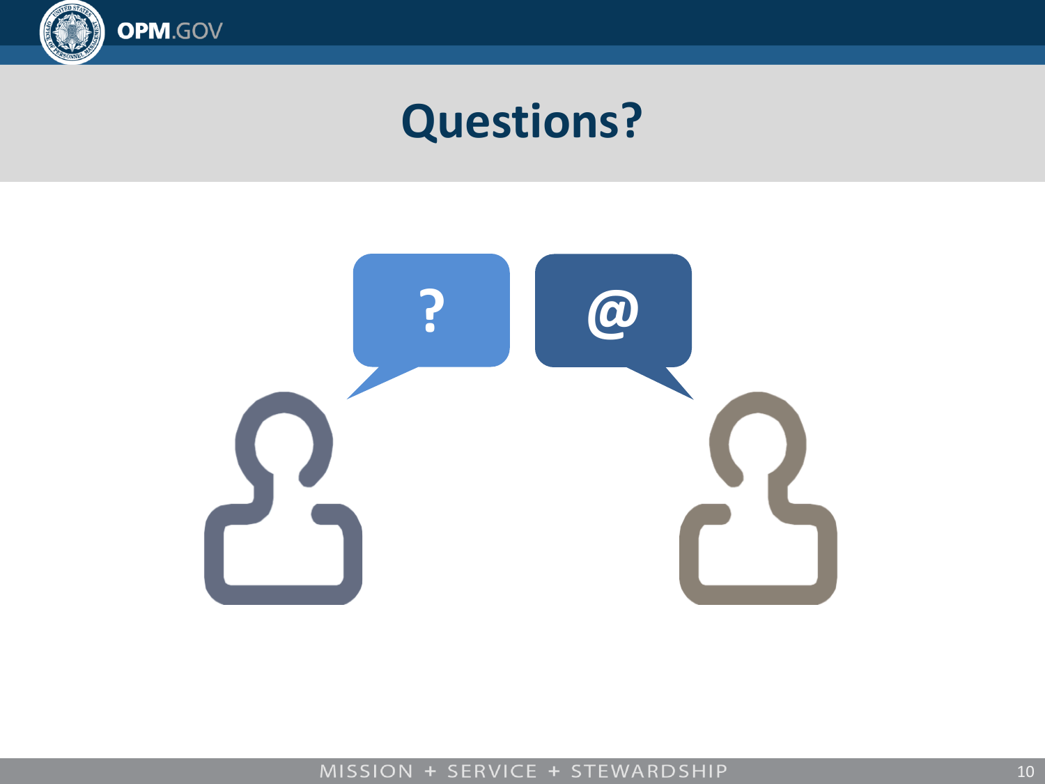# Questions?